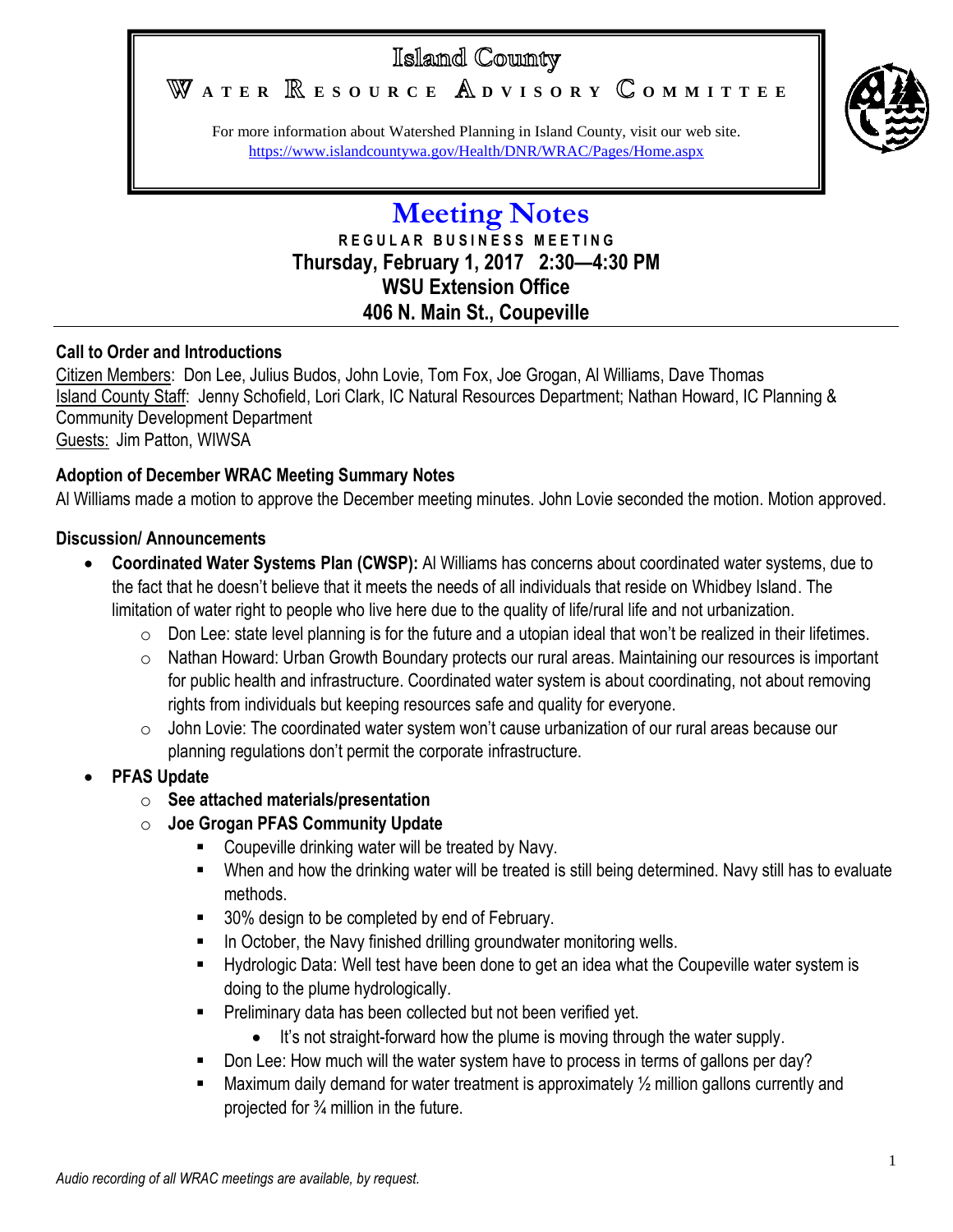# Island County

## Water Resource Advisory Committee

For more information about Watershed Planning in Island County, visit our web site.
https://www.islandcountywa.gov/Health/DNR/WRAC/Pages/Home.aspx

# Meeting Notes

**REGULAR BUSINESS MEETING**
**Thursday, February 1, 2017 2:30—4:30 PM**
**WSU Extension Office**
**406 N. Main St., Coupeville**

---

**Call to Order and Introductions**

Citizen Members: Don Lee, Julius Budos, John Lovie, Tom Fox, Joe Grogan, Al Williams, Dave Thomas
Island County Staff: Jenny Schofield, Lori Clark, IC Natural Resources Department; Nathan Howard, IC Planning & Community Development Department
Guests: Jim Patton, WIWSA

**Adoption of December WRAC Meeting Summary Notes**

Al Williams made a motion to approve the December meeting minutes. John Lovie seconded the motion. Motion approved.

**Discussion/ Announcements**

- **Coordinated Water Systems Plan (CWSP):** Al Williams has concerns about coordinated water systems, due to the fact that he doesn't believe that it meets the needs of all individuals that reside on Whidbey Island. The limitation of water right to people who live here due to the quality of life/rural life and not urbanization.
  - Don Lee: state level planning is for the future and a utopian ideal that won't be realized in their lifetimes.
  - Nathan Howard: Urban Growth Boundary protects our rural areas. Maintaining our resources is important for public health and infrastructure. Coordinated water system is about coordinating, not about removing rights from individuals but keeping resources safe and quality for everyone.
  - John Lovie: The coordinated water system won't cause urbanization of our rural areas because our planning regulations don't permit the corporate infrastructure.
- **PFAS Update**
  - **See attached materials/presentation**
  - **Joe Grogan PFAS Community Update**
    - Coupeville drinking water will be treated by Navy.
    - When and how the drinking water will be treated is still being determined. Navy still has to evaluate methods.
    - 30% design to be completed by end of February.
    - In October, the Navy finished drilling groundwater monitoring wells.
    - Hydrologic Data: Well test have been done to get an idea what the Coupeville water system is doing to the plume hydrologically.
    - Preliminary data has been collected but not been verified yet.
      - It's not straight-forward how the plume is moving through the water supply.
    - Don Lee: How much will the water system have to process in terms of gallons per day?
    - Maximum daily demand for water treatment is approximately ½ million gallons currently and projected for ¾ million in the future.

*Audio recording of all WRAC meetings are available, by request.*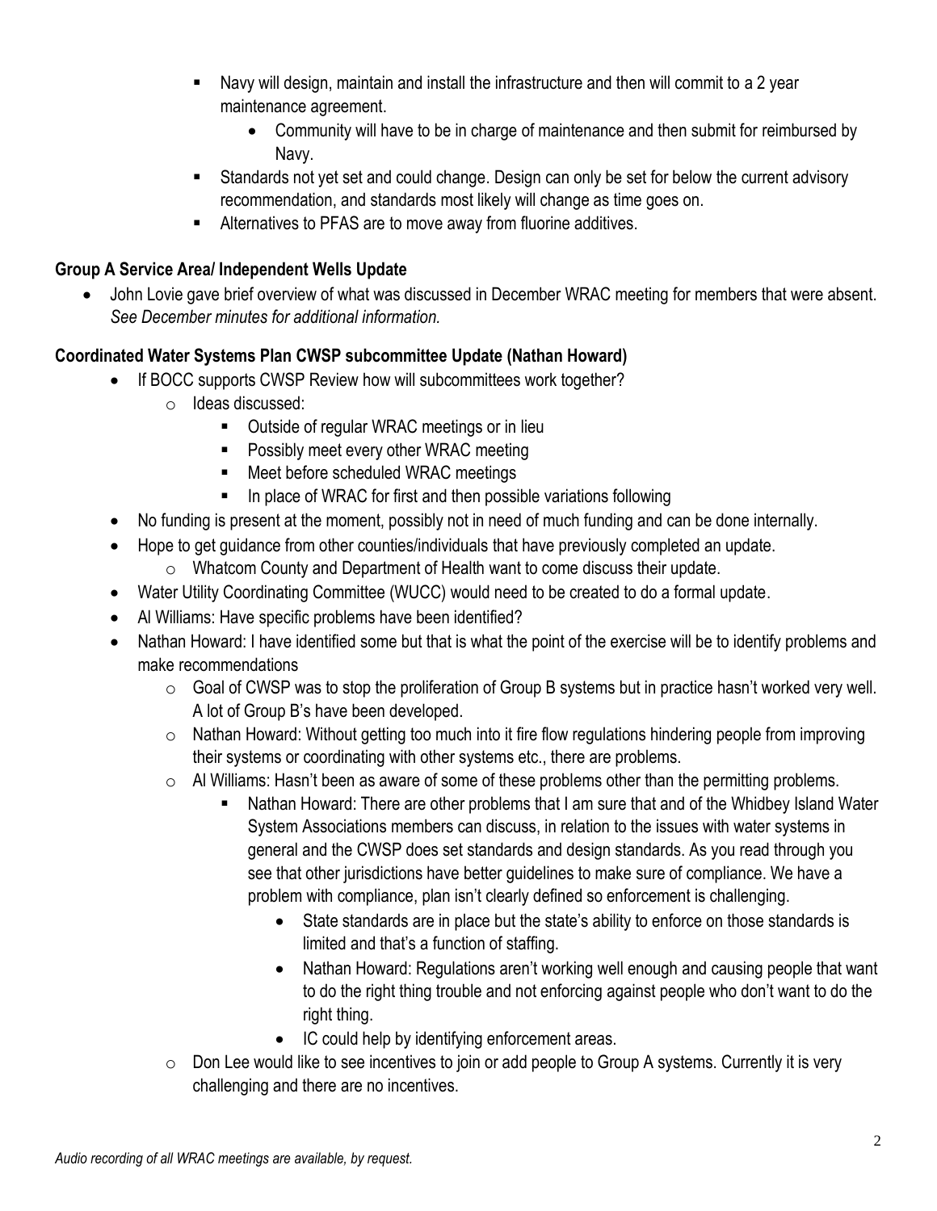- Navy will design, maintain and install the infrastructure and then will commit to a 2 year maintenance agreement.
            - Community will have to be in charge of maintenance and then submit for reimbursed by Navy.
        - Standards not yet set and could change. Design can only be set for below the current advisory recommendation, and standards most likely will change as time goes on.
        - Alternatives to PFAS are to move away from fluorine additives.

**Group A Service Area/ Independent Wells Update**

- John Lovie gave brief overview of what was discussed in December WRAC meeting for members that were absent. *See December minutes for additional information.*

**Coordinated Water Systems Plan CWSP subcommittee Update (Nathan Howard)**

- If BOCC supports CWSP Review how will subcommittees work together?
    - Ideas discussed:
        - Outside of regular WRAC meetings or in lieu
        - Possibly meet every other WRAC meeting
        - Meet before scheduled WRAC meetings
        - In place of WRAC for first and then possible variations following
- No funding is present at the moment, possibly not in need of much funding and can be done internally.
- Hope to get guidance from other counties/individuals that have previously completed an update.
    - Whatcom County and Department of Health want to come discuss their update.
- Water Utility Coordinating Committee (WUCC) would need to be created to do a formal update.
- Al Williams: Have specific problems have been identified?
- Nathan Howard: I have identified some but that is what the point of the exercise will be to identify problems and make recommendations
    - Goal of CWSP was to stop the proliferation of Group B systems but in practice hasn't worked very well. A lot of Group B's have been developed.
    - Nathan Howard: Without getting too much into it fire flow regulations hindering people from improving their systems or coordinating with other systems etc., there are problems.
    - Al Williams: Hasn't been as aware of some of these problems other than the permitting problems.
        - Nathan Howard: There are other problems that I am sure that and of the Whidbey Island Water System Associations members can discuss, in relation to the issues with water systems in general and the CWSP does set standards and design standards. As you read through you see that other jurisdictions have better guidelines to make sure of compliance. We have a problem with compliance, plan isn't clearly defined so enforcement is challenging.
            - State standards are in place but the state's ability to enforce on those standards is limited and that's a function of staffing.
            - Nathan Howard: Regulations aren't working well enough and causing people that want to do the right thing trouble and not enforcing against people who don't want to do the right thing.
            - IC could help by identifying enforcement areas.
    - Don Lee would like to see incentives to join or add people to Group A systems. Currently it is very challenging and there are no incentives.

*Audio recording of all WRAC meetings are available, by request.*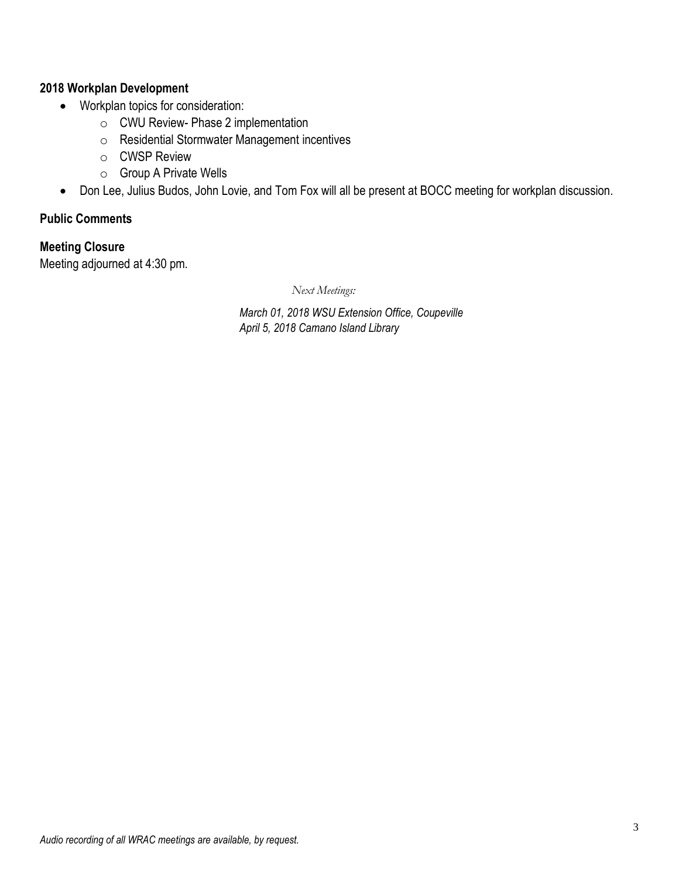**2018 Workplan Development**

- Workplan topics for consideration:
  - CWU Review- Phase 2 implementation
  - Residential Stormwater Management incentives
  - CWSP Review
  - Group A Private Wells
- Don Lee, Julius Budos, John Lovie, and Tom Fox will all be present at BOCC meeting for workplan discussion.

**Public Comments**

**Meeting Closure**

Meeting adjourned at 4:30 pm.

*Next Meetings:*

*March 01, 2018 WSU Extension Office, Coupeville*
*April 5, 2018 Camano Island Library*

*Audio recording of all WRAC meetings are available, by request.*